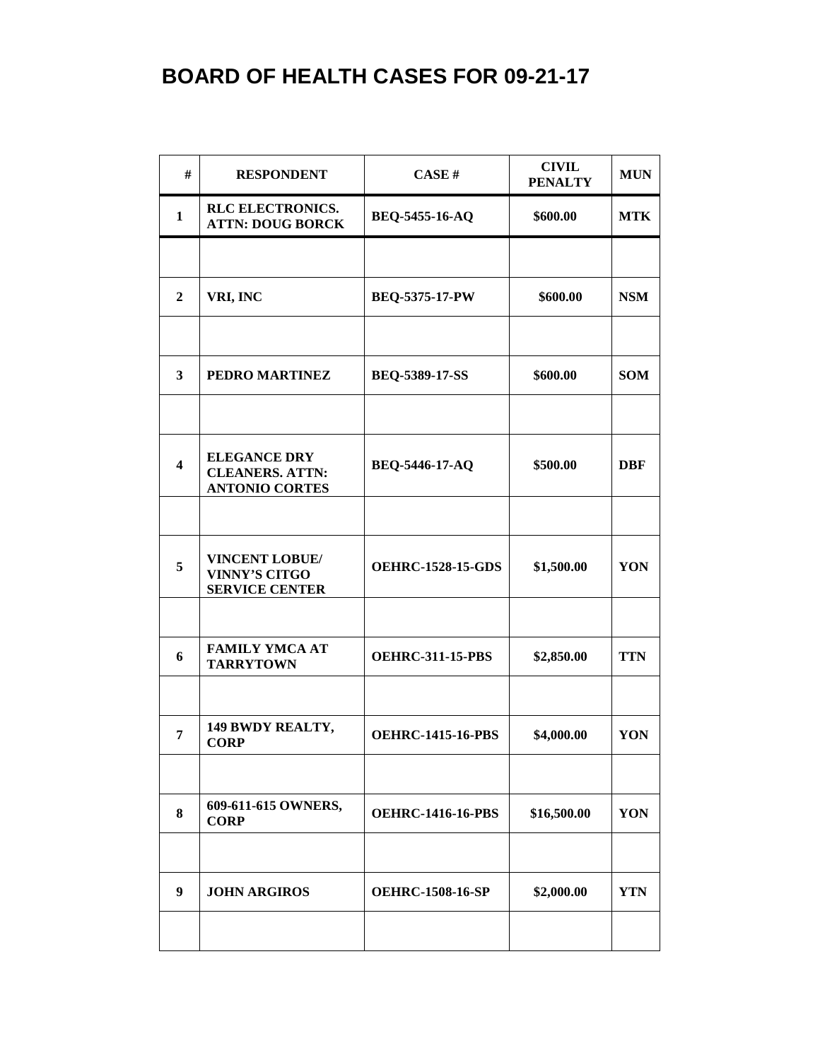# BOARD OF HEALTH CASES FOR 09-21-17

| # | RESPONDENT | CASE # | CIVIL PENALTY | MUN |
|---|---|---|---|---|
| 1 | RLC ELECTRONICS. ATTN: DOUG BORCK | BEQ-5455-16-AQ | \$600.00 | MTK |
| | | | | |
| 2 | VRI, INC | BEQ-5375-17-PW | \$600.00 | NSM |
| | | | | |
| 3 | PEDRO MARTINEZ | BEQ-5389-17-SS | \$600.00 | SOM |
| | | | | |
| 4 | ELEGANCE DRY CLEANERS. ATTN: ANTONIO CORTES | BEQ-5446-17-AQ | \$500.00 | DBF |
| | | | | |
| 5 | VINCENT LOBUE/ VINNY'S CITGO SERVICE CENTER | OEHRC-1528-15-GDS | \$1,500.00 | YON |
| | | | | |
| 6 | FAMILY YMCA AT TARRYTOWN | OEHRC-311-15-PBS | \$2,850.00 | TTN |
| | | | | |
| 7 | 149 BWDY REALTY, CORP | OEHRC-1415-16-PBS | \$4,000.00 | YON |
| | | | | |
| 8 | 609-611-615 OWNERS, CORP | OEHRC-1416-16-PBS | \$16,500.00 | YON |
| | | | | |
| 9 | JOHN ARGIROS | OEHRC-1508-16-SP | \$2,000.00 | YTN |
| | | | | |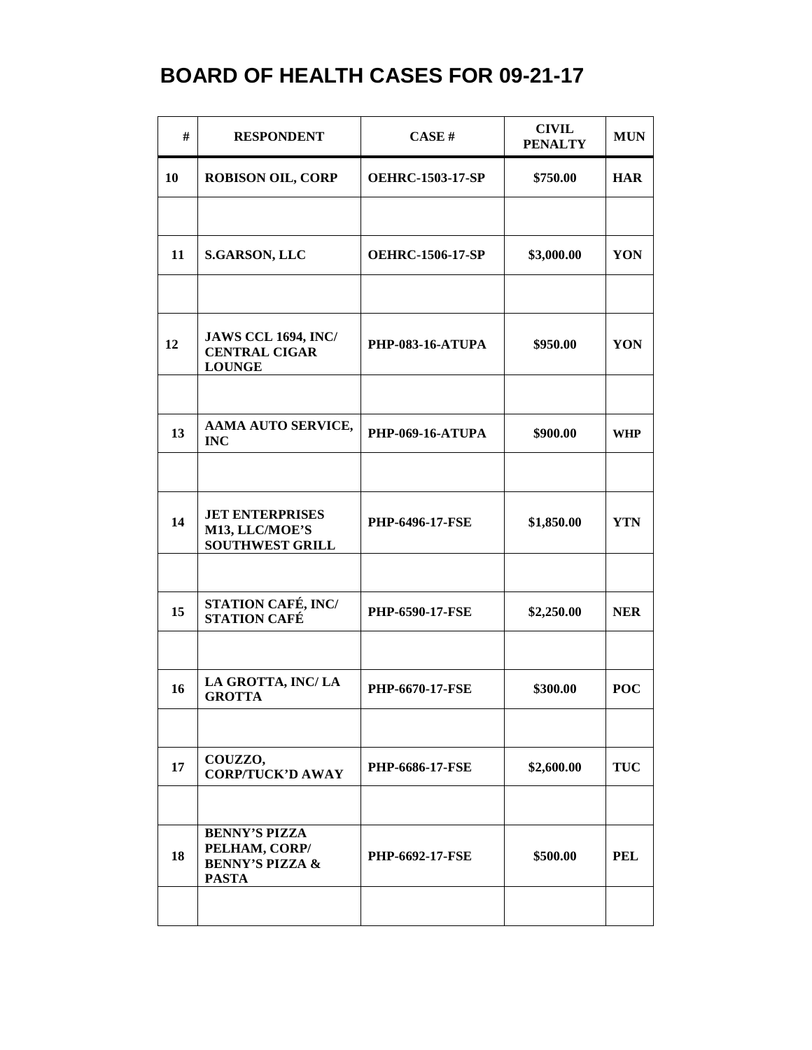# BOARD OF HEALTH CASES FOR 09-21-17

| # | RESPONDENT | CASE # | CIVIL PENALTY | MUN |
|---|---|---|---|---|
| 10 | ROBISON OIL, CORP | OEHRC-1503-17-SP | $750.00 | HAR |
| | | | | |
| 11 | S.GARSON, LLC | OEHRC-1506-17-SP | $3,000.00 | YON |
| | | | | |
| 12 | JAWS CCL 1694, INC/ CENTRAL CIGAR LOUNGE | PHP-083-16-ATUPA | $950.00 | YON |
| | | | | |
| 13 | AAMA AUTO SERVICE, INC | PHP-069-16-ATUPA | $900.00 | WHP |
| | | | | |
| 14 | JET ENTERPRISES M13, LLC/MOE'S SOUTHWEST GRILL | PHP-6496-17-FSE | $1,850.00 | YTN |
| | | | | |
| 15 | STATION CAFÉ, INC/ STATION CAFÉ | PHP-6590-17-FSE | $2,250.00 | NER |
| | | | | |
| 16 | LA GROTTA, INC/ LA GROTTA | PHP-6670-17-FSE | $300.00 | POC |
| | | | | |
| 17 | COUZZO, CORP/TUCK'D AWAY | PHP-6686-17-FSE | $2,600.00 | TUC |
| | | | | |
| 18 | BENNY'S PIZZA PELHAM, CORP/ BENNY'S PIZZA & PASTA | PHP-6692-17-FSE | $500.00 | PEL |
| | | | | |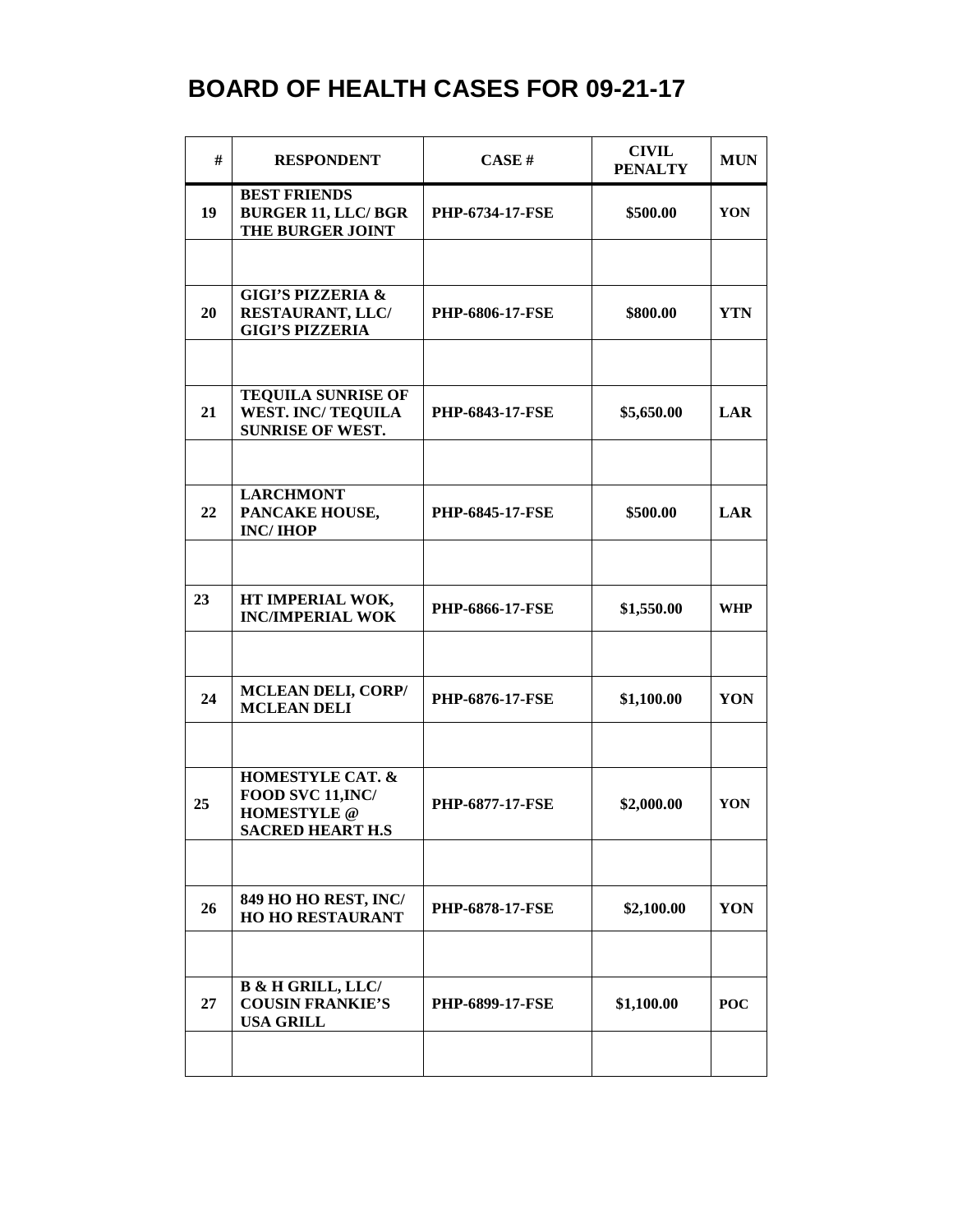# BOARD OF HEALTH CASES FOR 09-21-17

| # | RESPONDENT | CASE # | CIVIL PENALTY | MUN |
|---|---|---|---|---|
| 19 | BEST FRIENDS BURGER 11, LLC/ BGR THE BURGER JOINT | PHP-6734-17-FSE | \$500.00 | YON |
| | | | | |
| 20 | GIGI'S PIZZERIA & RESTAURANT, LLC/ GIGI'S PIZZERIA | PHP-6806-17-FSE | \$800.00 | YTN |
| | | | | |
| 21 | TEQUILA SUNRISE OF WEST. INC/ TEQUILA SUNRISE OF WEST. | PHP-6843-17-FSE | \$5,650.00 | LAR |
| | | | | |
| 22 | LARCHMONT PANCAKE HOUSE, INC/ IHOP | PHP-6845-17-FSE | \$500.00 | LAR |
| | | | | |
| 23 | HT IMPERIAL WOK, INC/IMPERIAL WOK | PHP-6866-17-FSE | \$1,550.00 | WHP |
| | | | | |
| 24 | MCLEAN DELI, CORP/ MCLEAN DELI | PHP-6876-17-FSE | \$1,100.00 | YON |
| | | | | |
| 25 | HOMESTYLE CAT. & FOOD SVC 11,INC/ HOMESTYLE @ SACRED HEART H.S | PHP-6877-17-FSE | \$2,000.00 | YON |
| | | | | |
| 26 | 849 HO HO REST, INC/ HO HO RESTAURANT | PHP-6878-17-FSE | \$2,100.00 | YON |
| | | | | |
| 27 | B & H GRILL, LLC/ COUSIN FRANKIE'S USA GRILL | PHP-6899-17-FSE | \$1,100.00 | POC |
| | | | | |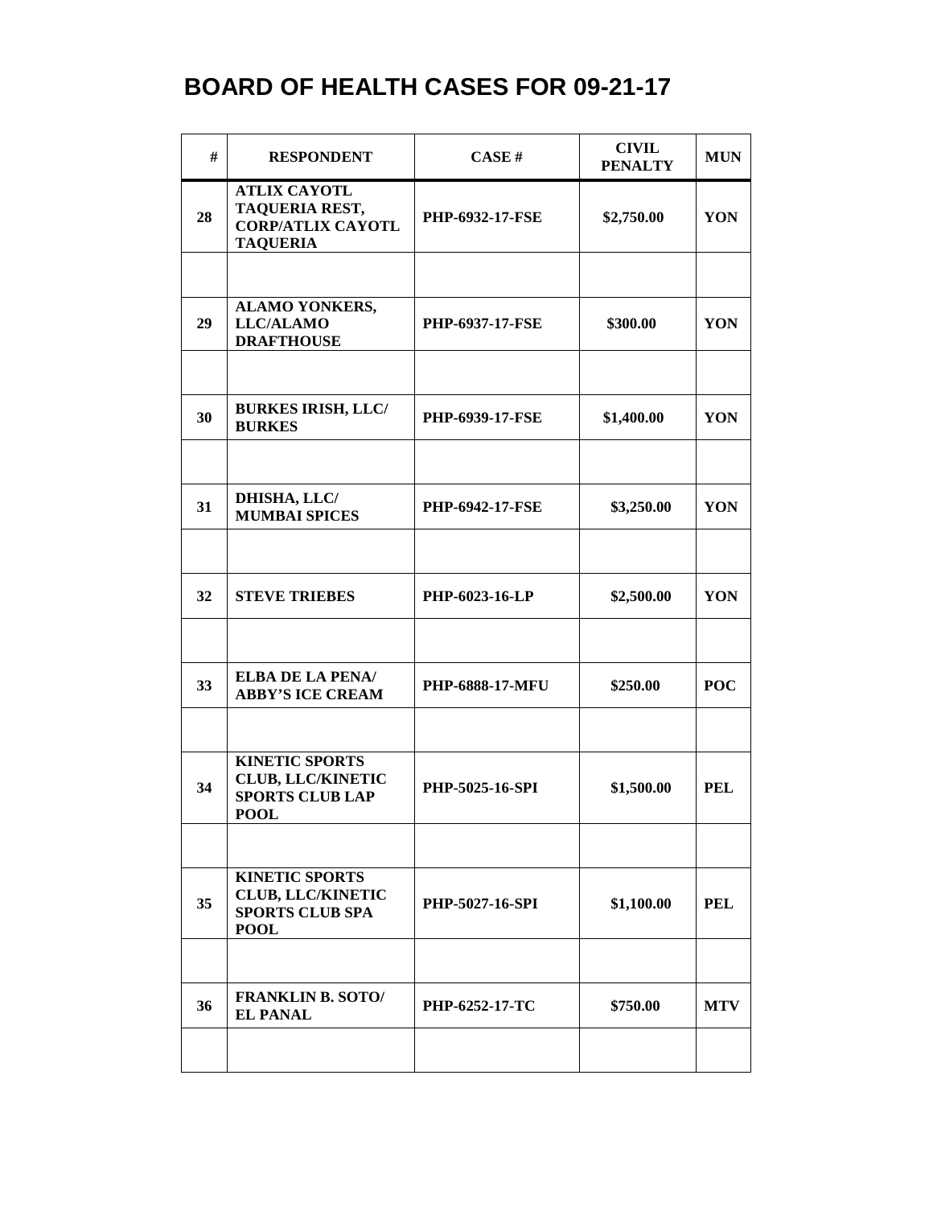# BOARD OF HEALTH CASES FOR 09-21-17

| # | RESPONDENT | CASE # | CIVIL PENALTY | MUN |
|---|---|---|---|---|
| 28 | ATLIX CAYOTL TAQUERIA REST, CORP/ATLIX CAYOTL TAQUERIA | PHP-6932-17-FSE | $2,750.00 | YON |
| | | | | |
| 29 | ALAMO YONKERS, LLC/ALAMO DRAFTHOUSE | PHP-6937-17-FSE | $300.00 | YON |
| | | | | |
| 30 | BURKES IRISH, LLC/ BURKES | PHP-6939-17-FSE | $1,400.00 | YON |
| | | | | |
| 31 | DHISHA, LLC/ MUMBAI SPICES | PHP-6942-17-FSE | $3,250.00 | YON |
| | | | | |
| 32 | STEVE TRIEBES | PHP-6023-16-LP | $2,500.00 | YON |
| | | | | |
| 33 | ELBA DE LA PENA/ ABBY'S ICE CREAM | PHP-6888-17-MFU | $250.00 | POC |
| | | | | |
| 34 | KINETIC SPORTS CLUB, LLC/KINETIC SPORTS CLUB LAP POOL | PHP-5025-16-SPI | $1,500.00 | PEL |
| | | | | |
| 35 | KINETIC SPORTS CLUB, LLC/KINETIC SPORTS CLUB SPA POOL | PHP-5027-16-SPI | $1,100.00 | PEL |
| | | | | |
| 36 | FRANKLIN B. SOTO/ EL PANAL | PHP-6252-17-TC | $750.00 | MTV |
| | | | | |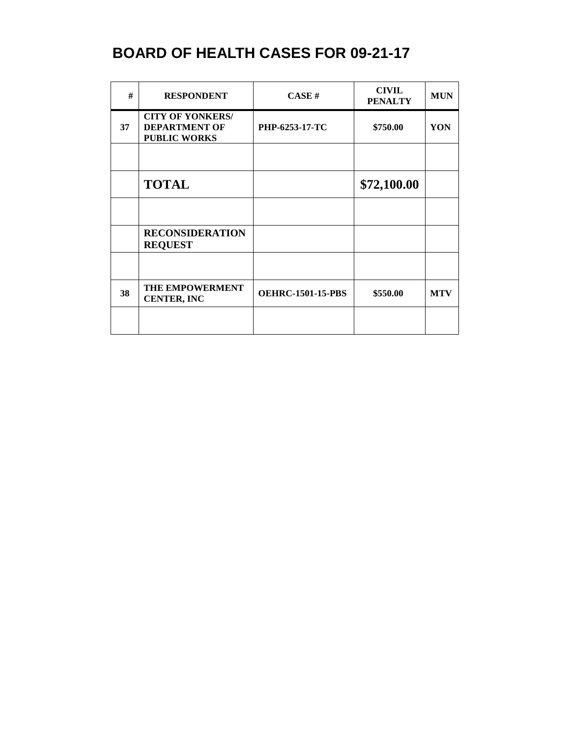# BOARD OF HEALTH CASES FOR 09-21-17

| # | RESPONDENT | CASE # | CIVIL PENALTY | MUN |
|---|---|---|---|---|
| 37 | CITY OF YONKERS/ DEPARTMENT OF PUBLIC WORKS | PHP-6253-17-TC | \$750.00 | YON |
| | | | | |
| | **TOTAL** | | **\$72,100.00** | |
| | | | | |
| | **RECONSIDERATION REQUEST** | | | |
| | | | | |
| 38 | THE EMPOWERMENT CENTER, INC | OEHRC-1501-15-PBS | \$550.00 | MTV |
| | | | | |